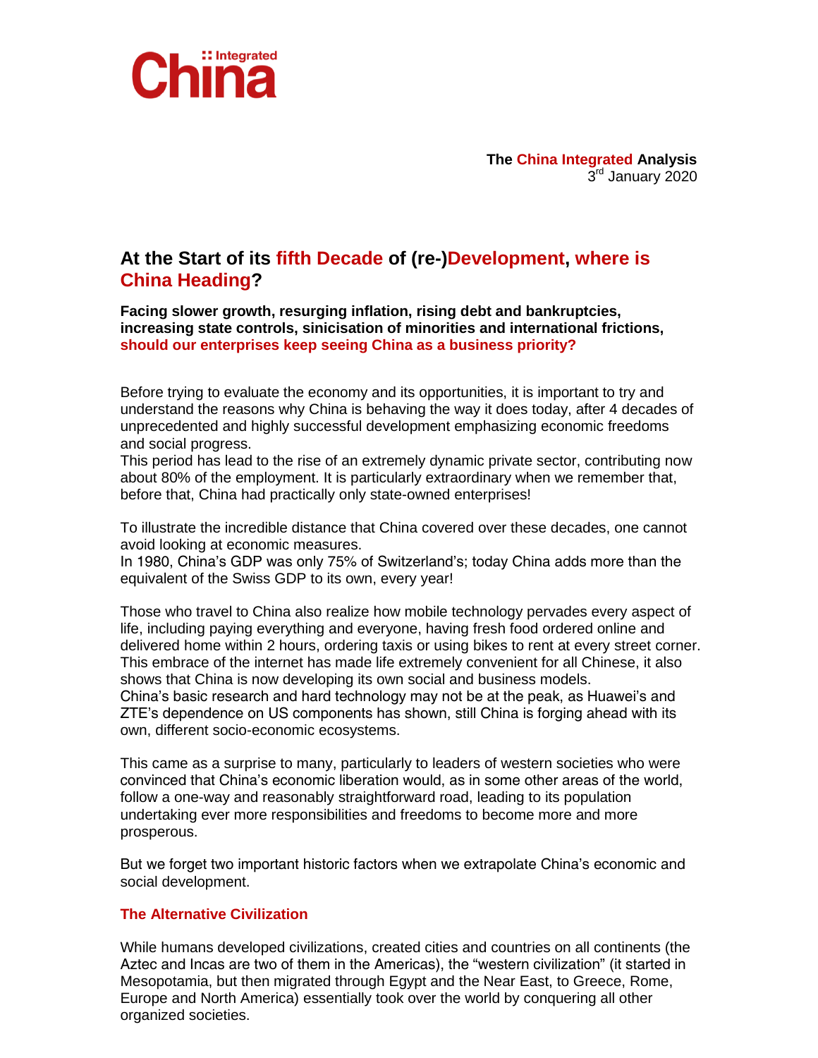**China Integrated**

**The China Integrated Analysis**
3rd January 2020

## At the Start of its fifth Decade of (re-)Development, where is China Heading?

**Facing slower growth, resurging inflation, rising debt and bankruptcies, increasing state controls, sinicisation of minorities and international frictions, should our enterprises keep seeing China as a business priority?**

Before trying to evaluate the economy and its opportunities, it is important to try and understand the reasons why China is behaving the way it does today, after 4 decades of unprecedented and highly successful development emphasizing economic freedoms and social progress.
This period has lead to the rise of an extremely dynamic private sector, contributing now about 80% of the employment. It is particularly extraordinary when we remember that, before that, China had practically only state-owned enterprises!

To illustrate the incredible distance that China covered over these decades, one cannot avoid looking at economic measures.
In 1980, China's GDP was only 75% of Switzerland's; today China adds more than the equivalent of the Swiss GDP to its own, every year!

Those who travel to China also realize how mobile technology pervades every aspect of life, including paying everything and everyone, having fresh food ordered online and delivered home within 2 hours, ordering taxis or using bikes to rent at every street corner. This embrace of the internet has made life extremely convenient for all Chinese, it also shows that China is now developing its own social and business models.
China's basic research and hard technology may not be at the peak, as Huawei's and ZTE's dependence on US components has shown, still China is forging ahead with its own, different socio-economic ecosystems.

This came as a surprise to many, particularly to leaders of western societies who were convinced that China's economic liberation would, as in some other areas of the world, follow a one-way and reasonably straightforward road, leading to its population undertaking ever more responsibilities and freedoms to become more and more prosperous.

But we forget two important historic factors when we extrapolate China's economic and social development.

### The Alternative Civilization

While humans developed civilizations, created cities and countries on all continents (the Aztec and Incas are two of them in the Americas), the "western civilization" (it started in Mesopotamia, but then migrated through Egypt and the Near East, to Greece, Rome, Europe and North America) essentially took over the world by conquering all other organized societies.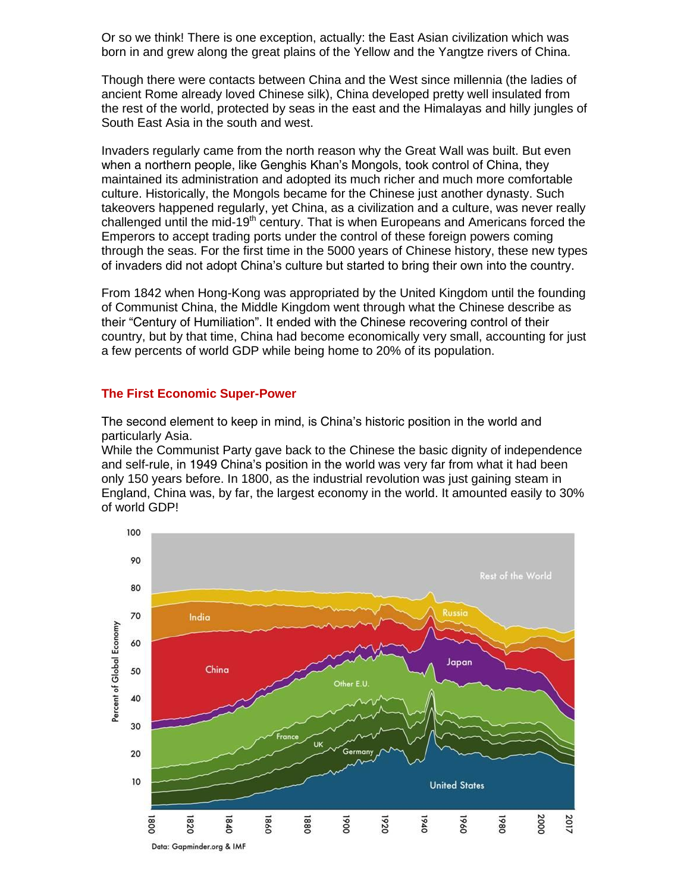Or so we think! There is one exception, actually: the East Asian civilization which was born in and grew along the great plains of the Yellow and the Yangtze rivers of China.

Though there were contacts between China and the West since millennia (the ladies of ancient Rome already loved Chinese silk), China developed pretty well insulated from the rest of the world, protected by seas in the east and the Himalayas and hilly jungles of South East Asia in the south and west.

Invaders regularly came from the north reason why the Great Wall was built. But even when a northern people, like Genghis Khan's Mongols, took control of China, they maintained its administration and adopted its much richer and much more comfortable culture. Historically, the Mongols became for the Chinese just another dynasty. Such takeovers happened regularly, yet China, as a civilization and a culture, was never really challenged until the mid-19th century. That is when Europeans and Americans forced the Emperors to accept trading ports under the control of these foreign powers coming through the seas. For the first time in the 5000 years of Chinese history, these new types of invaders did not adopt China's culture but started to bring their own into the country.

From 1842 when Hong-Kong was appropriated by the United Kingdom until the founding of Communist China, the Middle Kingdom went through what the Chinese describe as their "Century of Humiliation". It ended with the Chinese recovering control of their country, but by that time, China had become economically very small, accounting for just a few percents of world GDP while being home to 20% of its population.

### The First Economic Super-Power

The second element to keep in mind, is China's historic position in the world and particularly Asia.
While the Communist Party gave back to the Chinese the basic dignity of independence and self-rule, in 1949 China's position in the world was very far from what it had been only 150 years before. In 1800, as the industrial revolution was just gaining steam in England, China was, by far, the largest economy in the world. It amounted easily to 30% of world GDP!

Data: Gapminder.org & IMF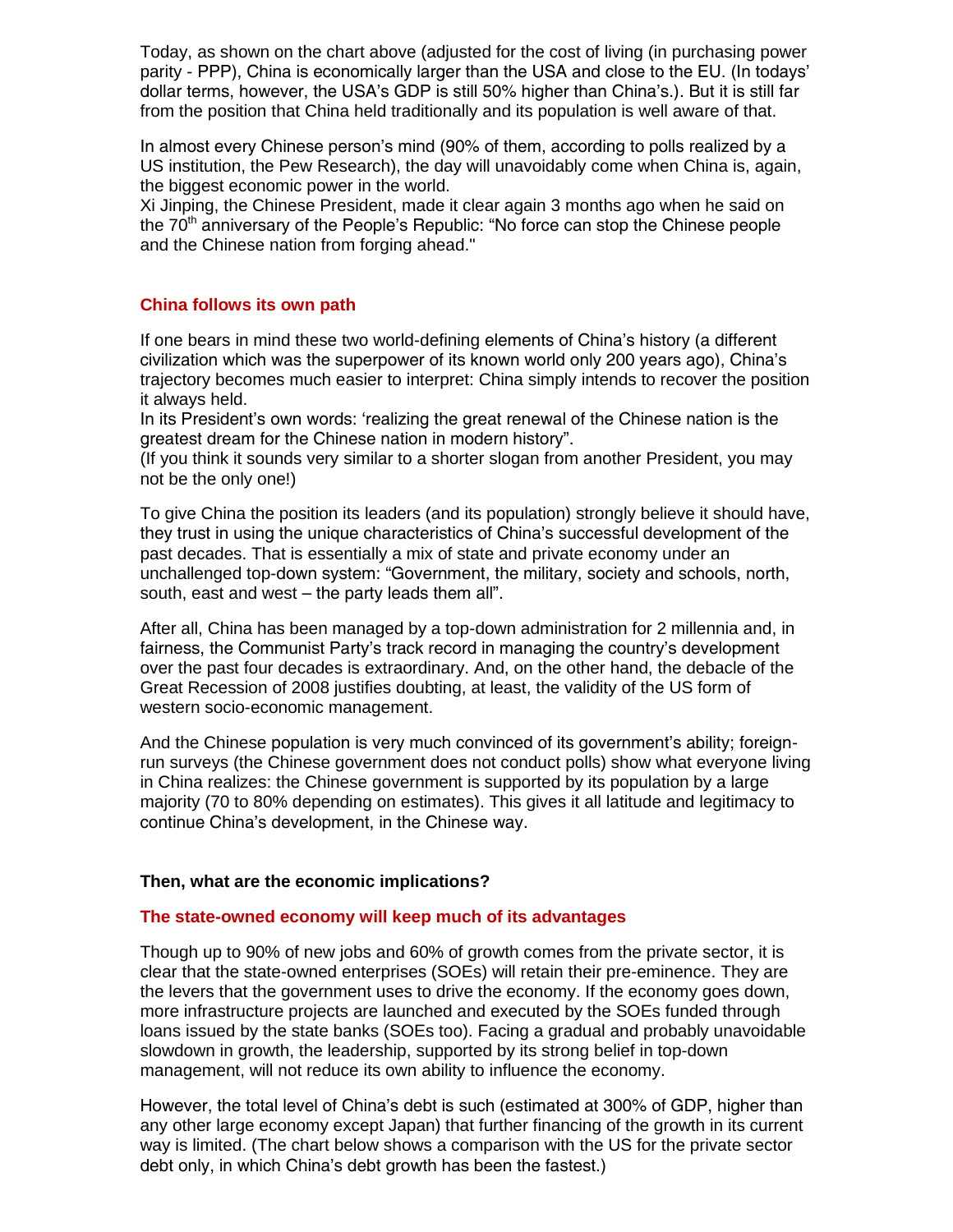Today, as shown on the chart above (adjusted for the cost of living (in purchasing power parity - PPP), China is economically larger than the USA and close to the EU. (In todays' dollar terms, however, the USA's GDP is still 50% higher than China's.). But it is still far from the position that China held traditionally and its population is well aware of that.

In almost every Chinese person's mind (90% of them, according to polls realized by a US institution, the Pew Research), the day will unavoidably come when China is, again, the biggest economic power in the world.
Xi Jinping, the Chinese President, made it clear again 3 months ago when he said on the 70th anniversary of the People's Republic: "No force can stop the Chinese people and the Chinese nation from forging ahead."

## China follows its own path

If one bears in mind these two world-defining elements of China's history (a different civilization which was the superpower of its known world only 200 years ago), China's trajectory becomes much easier to interpret: China simply intends to recover the position it always held.
In its President's own words: 'realizing the great renewal of the Chinese nation is the greatest dream for the Chinese nation in modern history".
(If you think it sounds very similar to a shorter slogan from another President, you may not be the only one!)

To give China the position its leaders (and its population) strongly believe it should have, they trust in using the unique characteristics of China's successful development of the past decades. That is essentially a mix of state and private economy under an unchallenged top-down system: "Government, the military, society and schools, north, south, east and west – the party leads them all".

After all, China has been managed by a top-down administration for 2 millennia and, in fairness, the Communist Party's track record in managing the country's development over the past four decades is extraordinary. And, on the other hand, the debacle of the Great Recession of 2008 justifies doubting, at least, the validity of the US form of western socio-economic management.

And the Chinese population is very much convinced of its government's ability; foreign-run surveys (the Chinese government does not conduct polls) show what everyone living in China realizes: the Chinese government is supported by its population by a large majority (70 to 80% depending on estimates). This gives it all latitude and legitimacy to continue China's development, in the Chinese way.

## Then, what are the economic implications?

## The state-owned economy will keep much of its advantages

Though up to 90% of new jobs and 60% of growth comes from the private sector, it is clear that the state-owned enterprises (SOEs) will retain their pre-eminence. They are the levers that the government uses to drive the economy. If the economy goes down, more infrastructure projects are launched and executed by the SOEs funded through loans issued by the state banks (SOEs too). Facing a gradual and probably unavoidable slowdown in growth, the leadership, supported by its strong belief in top-down management, will not reduce its own ability to influence the economy.

However, the total level of China's debt is such (estimated at 300% of GDP, higher than any other large economy except Japan) that further financing of the growth in its current way is limited. (The chart below shows a comparison with the US for the private sector debt only, in which China's debt growth has been the fastest.)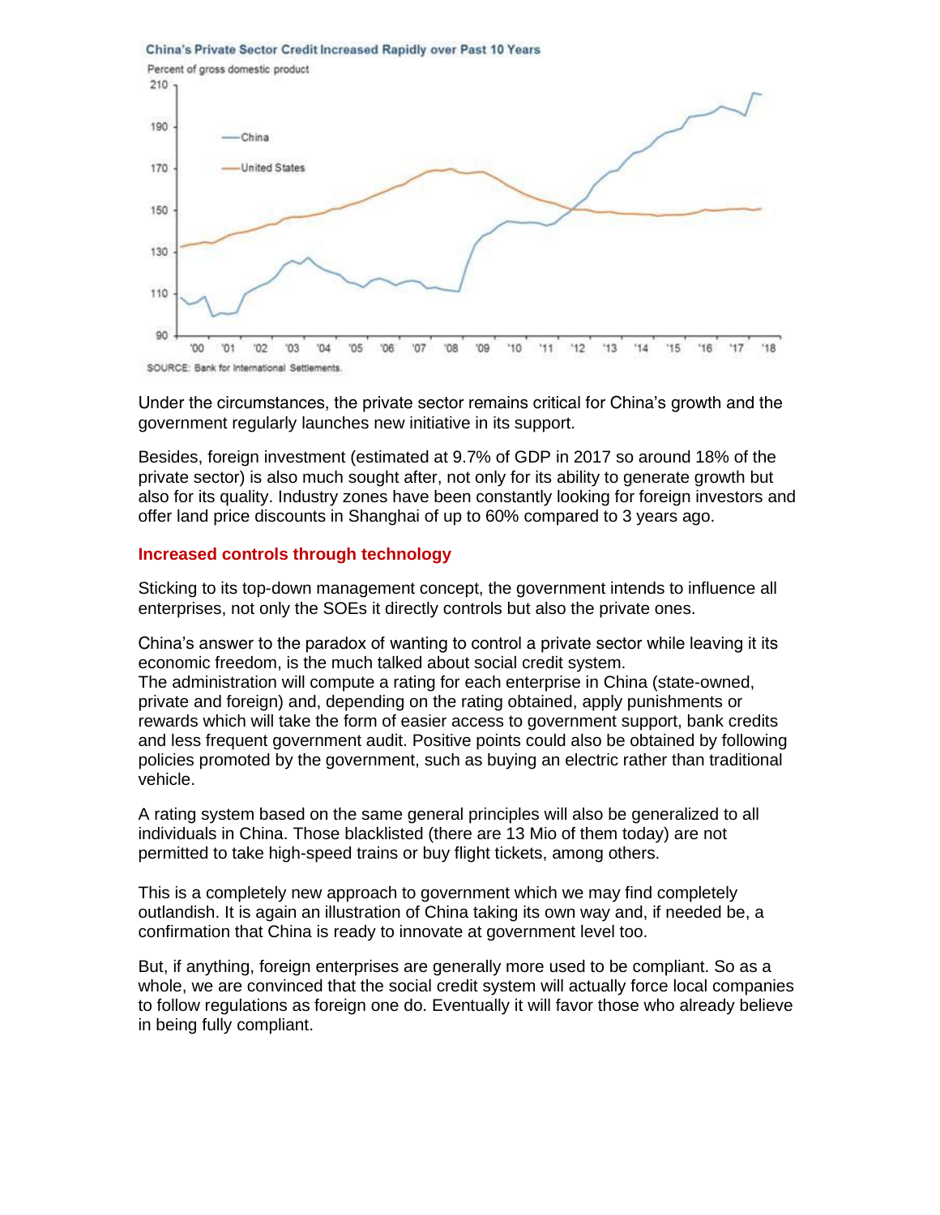China's Private Sector Credit Increased Rapidly over Past 10 Years

Percent of gross domestic product

SOURCE: Bank for International Settlements.

Under the circumstances, the private sector remains critical for China's growth and the government regularly launches new initiative in its support.

Besides, foreign investment (estimated at 9.7% of GDP in 2017 so around 18% of the private sector) is also much sought after, not only for its ability to generate growth but also for its quality. Industry zones have been constantly looking for foreign investors and offer land price discounts in Shanghai of up to 60% compared to 3 years ago.

## Increased controls through technology

Sticking to its top-down management concept, the government intends to influence all enterprises, not only the SOEs it directly controls but also the private ones.

China's answer to the paradox of wanting to control a private sector while leaving it its economic freedom, is the much talked about social credit system.
The administration will compute a rating for each enterprise in China (state-owned, private and foreign) and, depending on the rating obtained, apply punishments or rewards which will take the form of easier access to government support, bank credits and less frequent government audit. Positive points could also be obtained by following policies promoted by the government, such as buying an electric rather than traditional vehicle.

A rating system based on the same general principles will also be generalized to all individuals in China. Those blacklisted (there are 13 Mio of them today) are not permitted to take high-speed trains or buy flight tickets, among others.

This is a completely new approach to government which we may find completely outlandish. It is again an illustration of China taking its own way and, if needed be, a confirmation that China is ready to innovate at government level too.

But, if anything, foreign enterprises are generally more used to be compliant. So as a whole, we are convinced that the social credit system will actually force local companies to follow regulations as foreign one do. Eventually it will favor those who already believe in being fully compliant.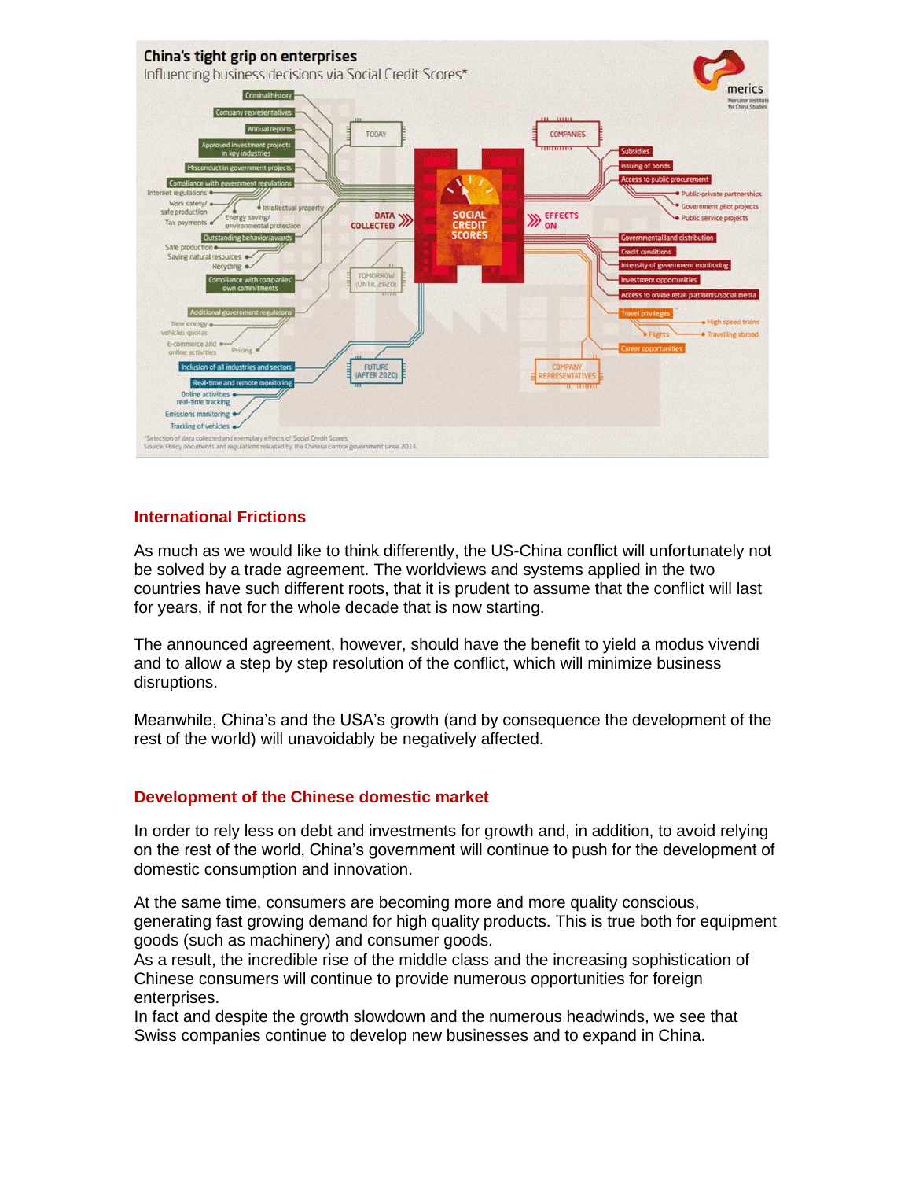**China's tight grip on enterprises**

Influencing business decisions via Social Credit Scores*

*Selection of data collected and exemplary effects of Social Credit Scores
Source: Policy documents and regulations released by the Chinese central government since 2014.

## International Frictions

As much as we would like to think differently, the US-China conflict will unfortunately not be solved by a trade agreement. The worldviews and systems applied in the two countries have such different roots, that it is prudent to assume that the conflict will last for years, if not for the whole decade that is now starting.

The announced agreement, however, should have the benefit to yield a modus vivendi and to allow a step by step resolution of the conflict, which will minimize business disruptions.

Meanwhile, China's and the USA's growth (and by consequence the development of the rest of the world) will unavoidably be negatively affected.

## Development of the Chinese domestic market

In order to rely less on debt and investments for growth and, in addition, to avoid relying on the rest of the world, China's government will continue to push for the development of domestic consumption and innovation.

At the same time, consumers are becoming more and more quality conscious, generating fast growing demand for high quality products. This is true both for equipment goods (such as machinery) and consumer goods.
As a result, the incredible rise of the middle class and the increasing sophistication of Chinese consumers will continue to provide numerous opportunities for foreign enterprises.
In fact and despite the growth slowdown and the numerous headwinds, we see that Swiss companies continue to develop new businesses and to expand in China.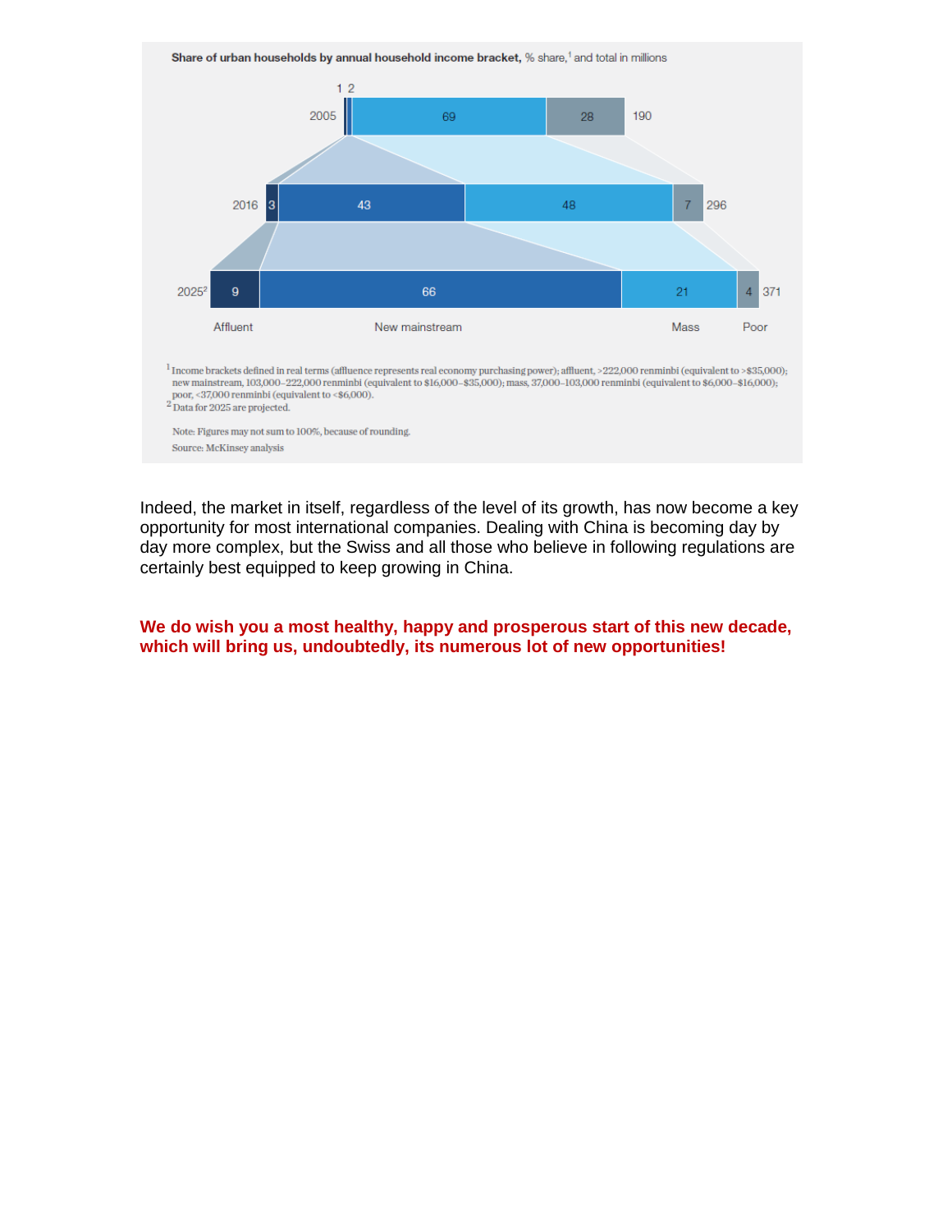**Share of urban households by annual household income bracket,** % share,[1] and total in millions

1 2

2005 69 28 190

2016 3 43 48 7 296

2025[2] 9 66 21 4 371

Affluent New mainstream Mass Poor

[1] Income brackets defined in real terms (affluence represents real economy purchasing power); affluent, >222,000 renminbi (equivalent to >$35,000); new mainstream, 103,000–222,000 renminbi (equivalent to $16,000–$35,000); mass, 37,000–103,000 renminbi (equivalent to $6,000–$16,000); poor, <37,000 renminbi (equivalent to <$6,000).

[2] Data for 2025 are projected.

Note: Figures may not sum to 100%, because of rounding.

Source: McKinsey analysis

Indeed, the market in itself, regardless of the level of its growth, has now become a key opportunity for most international companies. Dealing with China is becoming day by day more complex, but the Swiss and all those who believe in following regulations are certainly best equipped to keep growing in China.

**We do wish you a most healthy, happy and prosperous start of this new decade, which will bring us, undoubtedly, its numerous lot of new opportunities!**